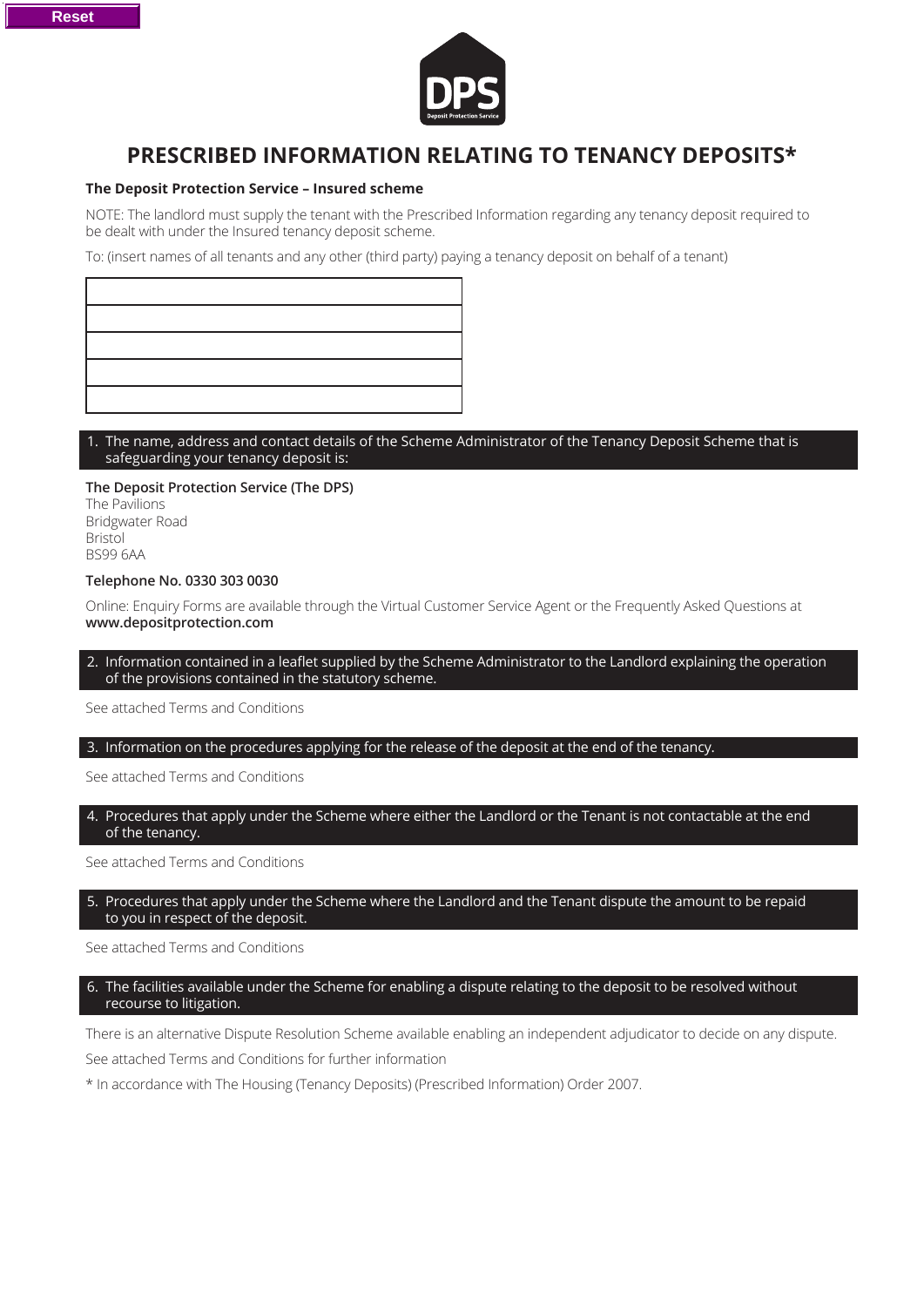# PRESCRIBED INFORMATION RELATING TO TENANCY DEPOSITS*

**The Deposit Protection Service – Insured scheme**

NOTE: The landlord must supply the tenant with the Prescribed Information regarding any tenancy deposit required to be dealt with under the Insured tenancy deposit scheme.

To: (insert names of all tenants and any other (third party) paying a tenancy deposit on behalf of a tenant)

| |
|---|
| |
| |
| |
| |
| |

**1. The name, address and contact details of the Scheme Administrator of the Tenancy Deposit Scheme that is safeguarding your tenancy deposit is:**

**The Deposit Protection Service (The DPS)**
The Pavilions
Bridgwater Road
Bristol
BS99 6AA

**Telephone No. 0330 303 0030**

Online: Enquiry Forms are available through the Virtual Customer Service Agent or the Frequently Asked Questions at **www.depositprotection.com**

**2. Information contained in a leaflet supplied by the Scheme Administrator to the Landlord explaining the operation of the provisions contained in the statutory scheme.**

See attached Terms and Conditions

**3. Information on the procedures applying for the release of the deposit at the end of the tenancy.**

See attached Terms and Conditions

**4. Procedures that apply under the Scheme where either the Landlord or the Tenant is not contactable at the end of the tenancy.**

See attached Terms and Conditions

**5. Procedures that apply under the Scheme where the Landlord and the Tenant dispute the amount to be repaid to you in respect of the deposit.**

See attached Terms and Conditions

**6. The facilities available under the Scheme for enabling a dispute relating to the deposit to be resolved without recourse to litigation.**

There is an alternative Dispute Resolution Scheme available enabling an independent adjudicator to decide on any dispute.

See attached Terms and Conditions for further information

* In accordance with The Housing (Tenancy Deposits) (Prescribed Information) Order 2007.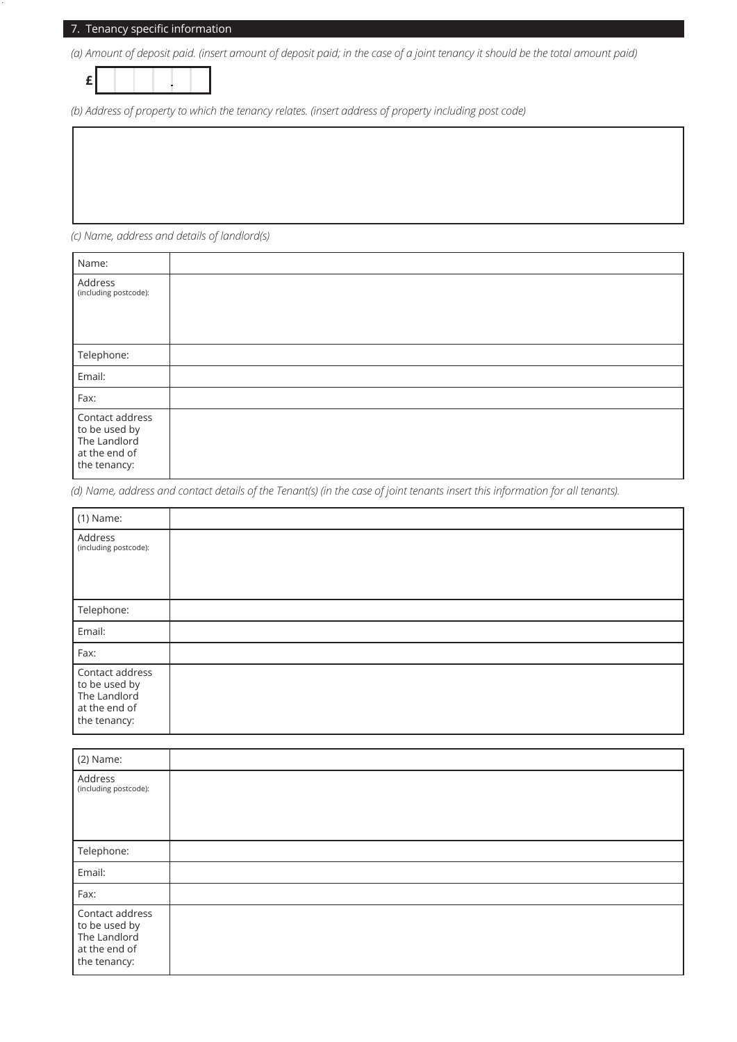## 7. Tenancy specific information

*(a) Amount of deposit paid. (insert amount of deposit paid; in the case of a joint tenancy it should be the total amount paid)*

**£** ____ . __

*(b) Address of property to which the tenancy relates. (insert address of property including post code)*

*(c) Name, address and details of landlord(s)*

| Name: | |
|---|---|
| Address (including postcode): | |
| Telephone: | |
| Email: | |
| Fax: | |
| Contact address to be used by The Landlord at the end of the tenancy: | |

*(d) Name, address and contact details of the Tenant(s) (in the case of joint tenants insert this information for all tenants).*

| (1) Name: | |
|---|---|
| Address (including postcode): | |
| Telephone: | |
| Email: | |
| Fax: | |
| Contact address to be used by The Landlord at the end of the tenancy: | |

| (2) Name: | |
|---|---|
| Address (including postcode): | |
| Telephone: | |
| Email: | |
| Fax: | |
| Contact address to be used by The Landlord at the end of the tenancy: | |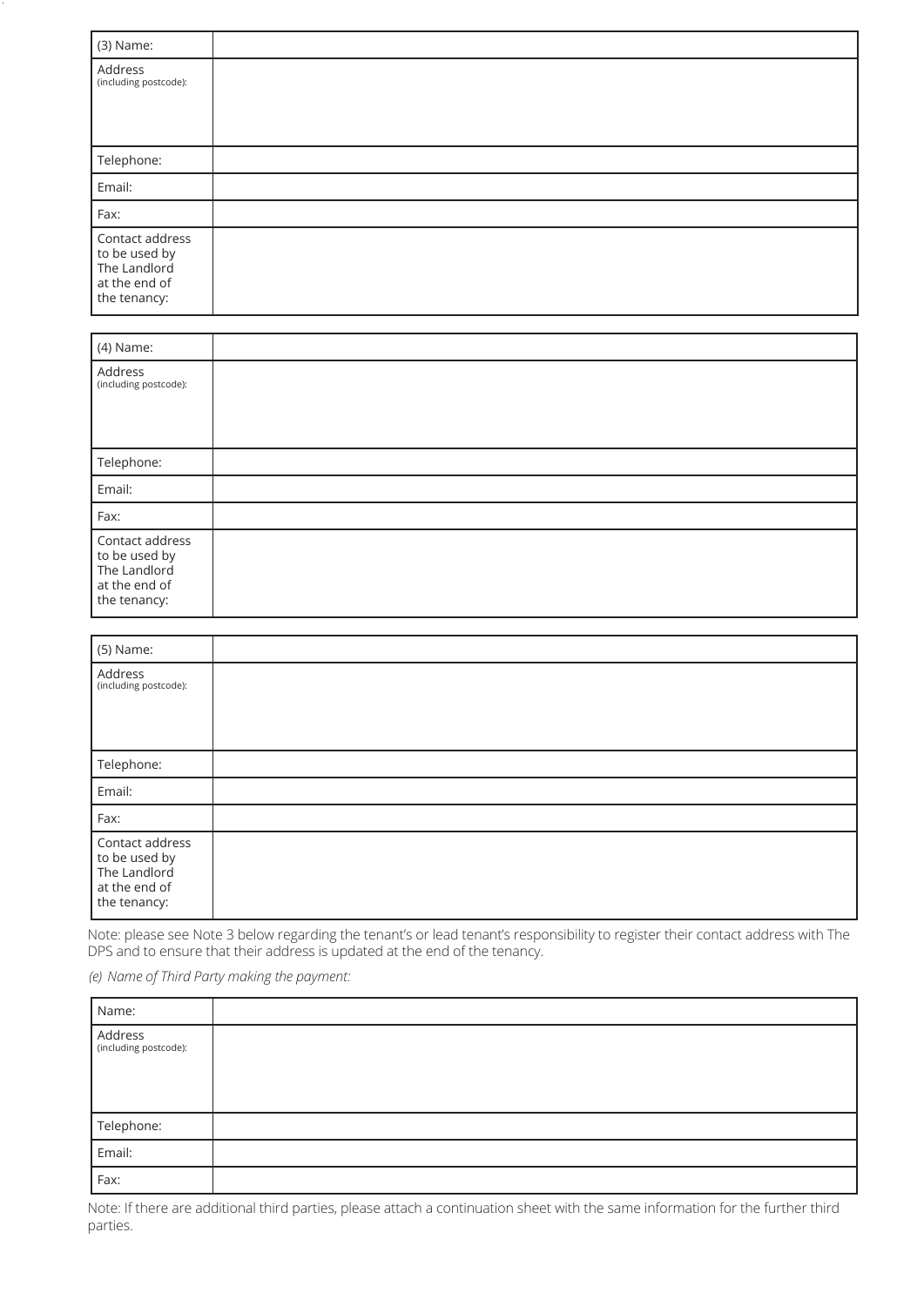| (3) Name: | |
|---|---|
| Address (including postcode): | |
| Telephone: | |
| Email: | |
| Fax: | |
| Contact address to be used by The Landlord at the end of the tenancy: | |

| (4) Name: | |
|---|---|
| Address (including postcode): | |
| Telephone: | |
| Email: | |
| Fax: | |
| Contact address to be used by The Landlord at the end of the tenancy: | |

| (5) Name: | |
|---|---|
| Address (including postcode): | |
| Telephone: | |
| Email: | |
| Fax: | |
| Contact address to be used by The Landlord at the end of the tenancy: | |

Note: please see Note 3 below regarding the tenant's or lead tenant's responsibility to register their contact address with The DPS and to ensure that their address is updated at the end of the tenancy.

*(e) Name of Third Party making the payment:*

| Name: | |
|---|---|
| Address (including postcode): | |
| Telephone: | |
| Email: | |
| Fax: | |

Note: If there are additional third parties, please attach a continuation sheet with the same information for the further third parties.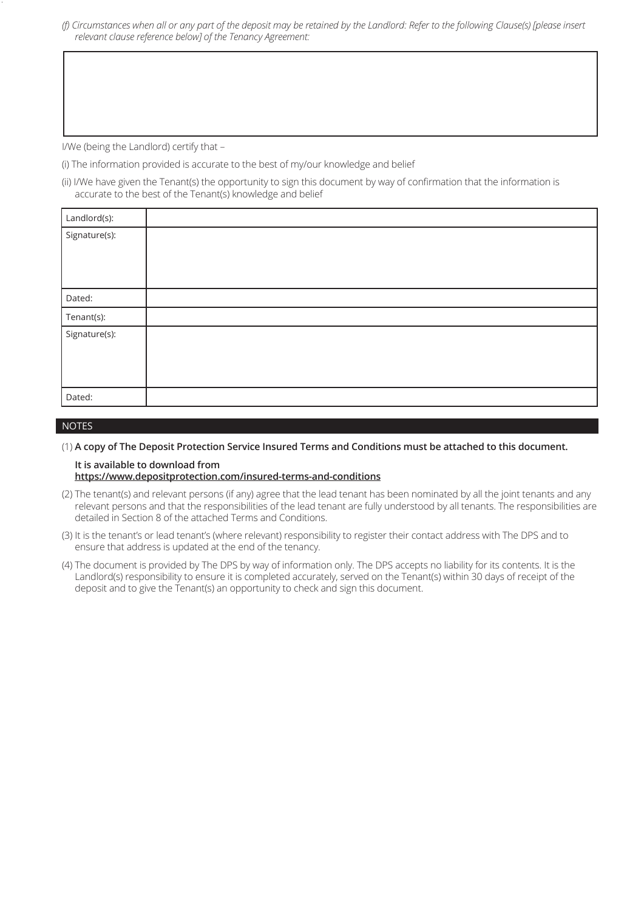*(f) Circumstances when all or any part of the deposit may be retained by the Landlord: Refer to the following Clause(s) [please insert relevant clause reference below] of the Tenancy Agreement:*

| |
|---|
| |

I/We (being the Landlord) certify that –

(i) The information provided is accurate to the best of my/our knowledge and belief

(ii) I/We have given the Tenant(s) the opportunity to sign this document by way of confirmation that the information is accurate to the best of the Tenant(s) knowledge and belief

| | |
|---|---|
| Landlord(s): | |
| Signature(s): | |
| Dated: | |
| Tenant(s): | |
| Signature(s): | |
| Dated: | |

## NOTES

(1) **A copy of The Deposit Protection Service Insured Terms and Conditions must be attached to this document.**

**It is available to download from**
**https://www.depositprotection.com/insured-terms-and-conditions**

(2) The tenant(s) and relevant persons (if any) agree that the lead tenant has been nominated by all the joint tenants and any relevant persons and that the responsibilities of the lead tenant are fully understood by all tenants. The responsibilities are detailed in Section 8 of the attached Terms and Conditions.

(3) It is the tenant's or lead tenant's (where relevant) responsibility to register their contact address with The DPS and to ensure that address is updated at the end of the tenancy.

(4) The document is provided by The DPS by way of information only. The DPS accepts no liability for its contents. It is the Landlord(s) responsibility to ensure it is completed accurately, served on the Tenant(s) within 30 days of receipt of the deposit and to give the Tenant(s) an opportunity to check and sign this document.